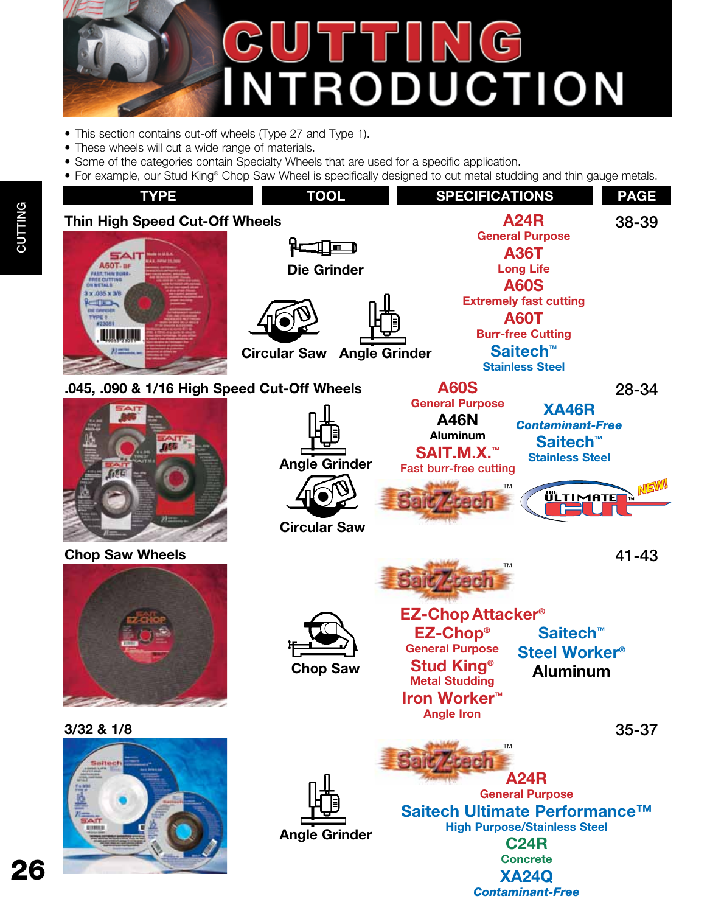# CUTTING INTRODUCTION

- This section contains cut-off wheels (Type 27 and Type 1).
- These wheels will cut a wide range of materials.
- Some of the categories contain Specialty Wheels that are used for a specific application.
- For example, our Stud King® Chop Saw Wheel is specifically designed to cut metal studding and thin gauge metals.

| TYPE | TOOL | SPECIFICATIONS | PAGE |
|---|---|---|---|
| Thin High Speed Cut-Off Wheels | Die Grinder, Circular Saw, Angle Grinder | A24R General Purpose; A36T Long Life; A60S Extremely fast cutting; A60T Burr-free Cutting; Saitech™ Stainless Steel | 38-39 |
| .045, .090 & 1/16 High Speed Cut-Off Wheels | Angle Grinder, Circular Saw | A60S General Purpose; A46N Aluminum; SAIT.M.X.™ Fast burr-free cutting; XA46R Contaminant-Free; Saitech™ Stainless Steel; SaitZtech™; The Ultimate Cut™ NEW! | 28-34 |
| Chop Saw Wheels | Chop Saw | SaitZtech™; EZ-Chop Attacker®; EZ-Chop® General Purpose; Stud King® Metal Studding; Iron Worker™ Angle Iron; Saitech™; Steel Worker®; Aluminum | 41-43 |
| 3/32 & 1/8 | Angle Grinder | SaitZtech™; A24R General Purpose; Saitech Ultimate Performance™ High Purpose/Stainless Steel; C24R Concrete; XA24Q Contaminant-Free | 35-37 |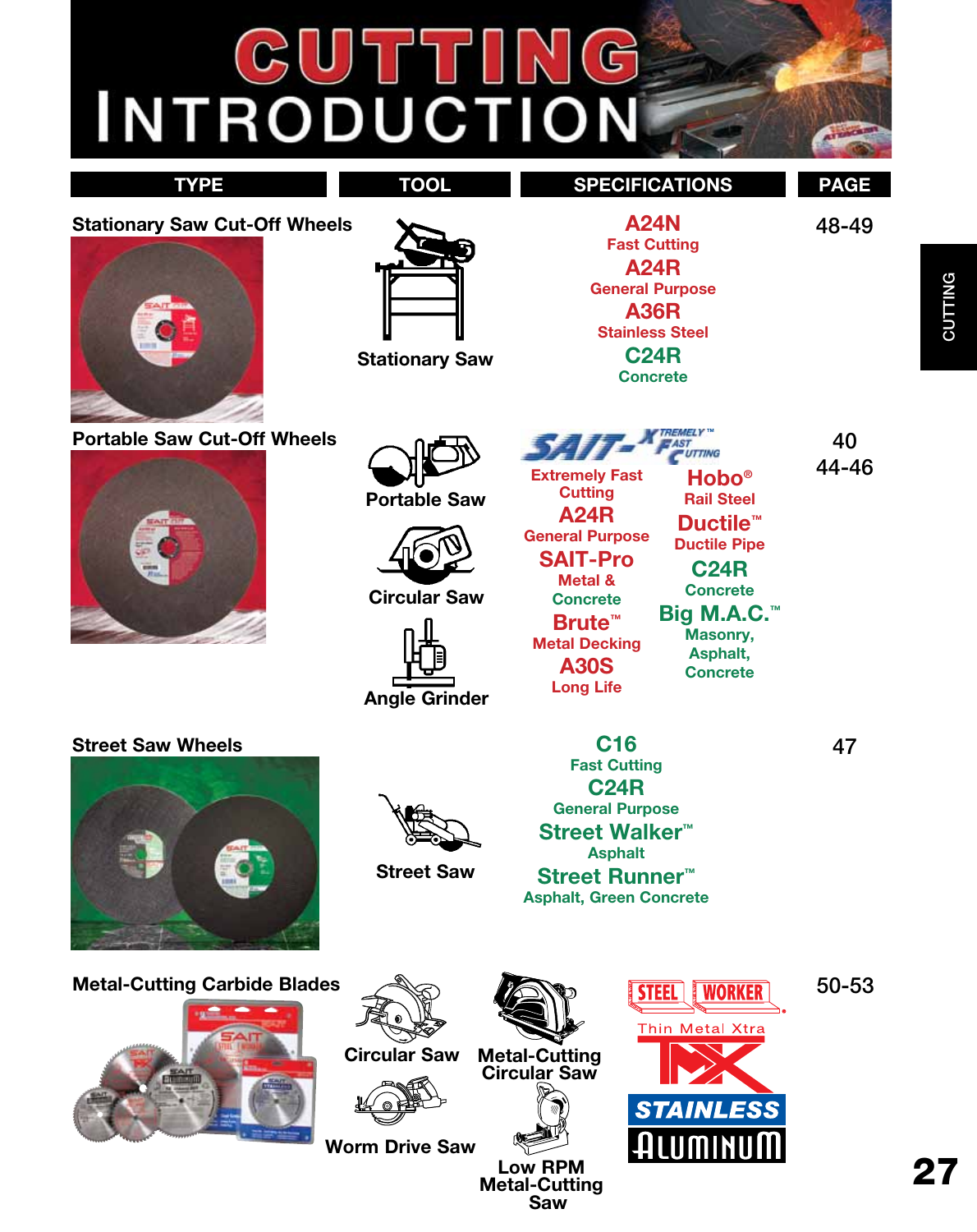# CUTTING INTRODUCTION

| TYPE | TOOL | SPECIFICATIONS | PAGE |
|---|---|---|---|
| Stationary Saw Cut-Off Wheels | Stationary Saw | A24N Fast Cutting; A24R General Purpose; A36R Stainless Steel; C24R Concrete | 48-49 |
| Portable Saw Cut-Off Wheels | Portable Saw; Circular Saw; Angle Grinder | SAIT-Xtremely Fast Cutting™ Extremely Fast Cutting; A24R General Purpose; SAIT-Pro Metal & Concrete; Brute™ Metal Decking; A30S Long Life; Hobo® Rail Steel; Ductile™ Ductile Pipe; C24R Concrete; Big M.A.C.™ Masonry, Asphalt, Concrete | 40<br>44-46 |
| Street Saw Wheels | Street Saw | C16 Fast Cutting; C24R General Purpose; Street Walker™ Asphalt; Street Runner™ Asphalt, Green Concrete | 47 |
| Metal-Cutting Carbide Blades | Circular Saw; Worm Drive Saw; Metal-Cutting Circular Saw; Low RPM Metal-Cutting Saw | Steel Worker; Thin Metal Xtra TMX; Stainless; Aluminum | 50-53 |